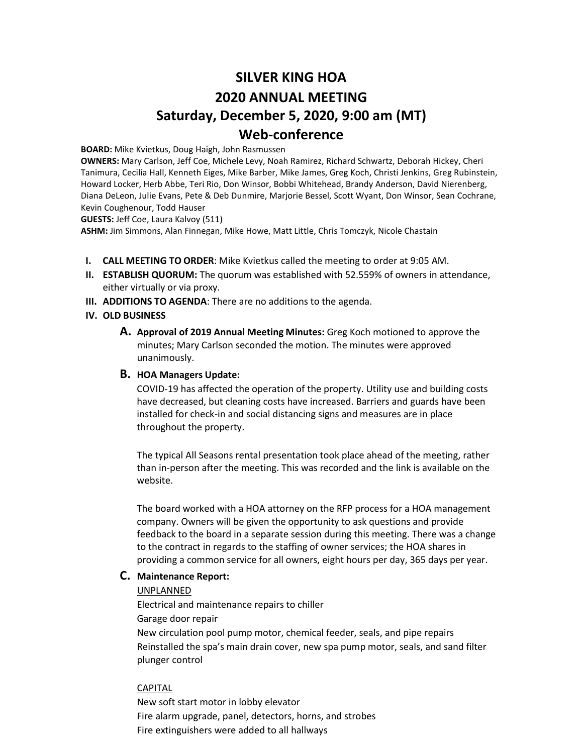# SILVER KING HOA

# 2020 ANNUAL MEETING

# Saturday, December 5, 2020, 9:00 am (MT)

# Web-conference

**BOARD:** Mike Kvietkus, Doug Haigh, John Rasmussen

**OWNERS:** Mary Carlson, Jeff Coe, Michele Levy, Noah Ramirez, Richard Schwartz, Deborah Hickey, Cheri Tanimura, Cecilia Hall, Kenneth Eiges, Mike Barber, Mike James, Greg Koch, Christi Jenkins, Greg Rubinstein, Howard Locker, Herb Abbe, Teri Rio, Don Winsor, Bobbi Whitehead, Brandy Anderson, David Nierenberg, Diana DeLeon, Julie Evans, Pete & Deb Dunmire, Marjorie Bessel, Scott Wyant, Don Winsor, Sean Cochrane, Kevin Coughenour, Todd Hauser

**GUESTS:** Jeff Coe, Laura Kalvoy (511)

**ASHM:** Jim Simmons, Alan Finnegan, Mike Howe, Matt Little, Chris Tomczyk, Nicole Chastain

I. **CALL MEETING TO ORDER**: Mike Kvietkus called the meeting to order at 9:05 AM.

II. **ESTABLISH QUORUM:** The quorum was established with 52.559% of owners in attendance, either virtually or via proxy.

III. **ADDITIONS TO AGENDA**: There are no additions to the agenda.

IV. **OLD BUSINESS**

A. **Approval of 2019 Annual Meeting Minutes:** Greg Koch motioned to approve the minutes; Mary Carlson seconded the motion. The minutes were approved unanimously.

B. **HOA Managers Update:**

COVID-19 has affected the operation of the property. Utility use and building costs have decreased, but cleaning costs have increased. Barriers and guards have been installed for check-in and social distancing signs and measures are in place throughout the property.

The typical All Seasons rental presentation took place ahead of the meeting, rather than in-person after the meeting. This was recorded and the link is available on the website.

The board worked with a HOA attorney on the RFP process for a HOA management company. Owners will be given the opportunity to ask questions and provide feedback to the board in a separate session during this meeting. There was a change to the contract in regards to the staffing of owner services; the HOA shares in providing a common service for all owners, eight hours per day, 365 days per year.

C. **Maintenance Report:**

<u>UNPLANNED</u>

Electrical and maintenance repairs to chiller

Garage door repair

New circulation pool pump motor, chemical feeder, seals, and pipe repairs

Reinstalled the spa's main drain cover, new spa pump motor, seals, and sand filter plunger control

<u>CAPITAL</u>

New soft start motor in lobby elevator

Fire alarm upgrade, panel, detectors, horns, and strobes

Fire extinguishers were added to all hallways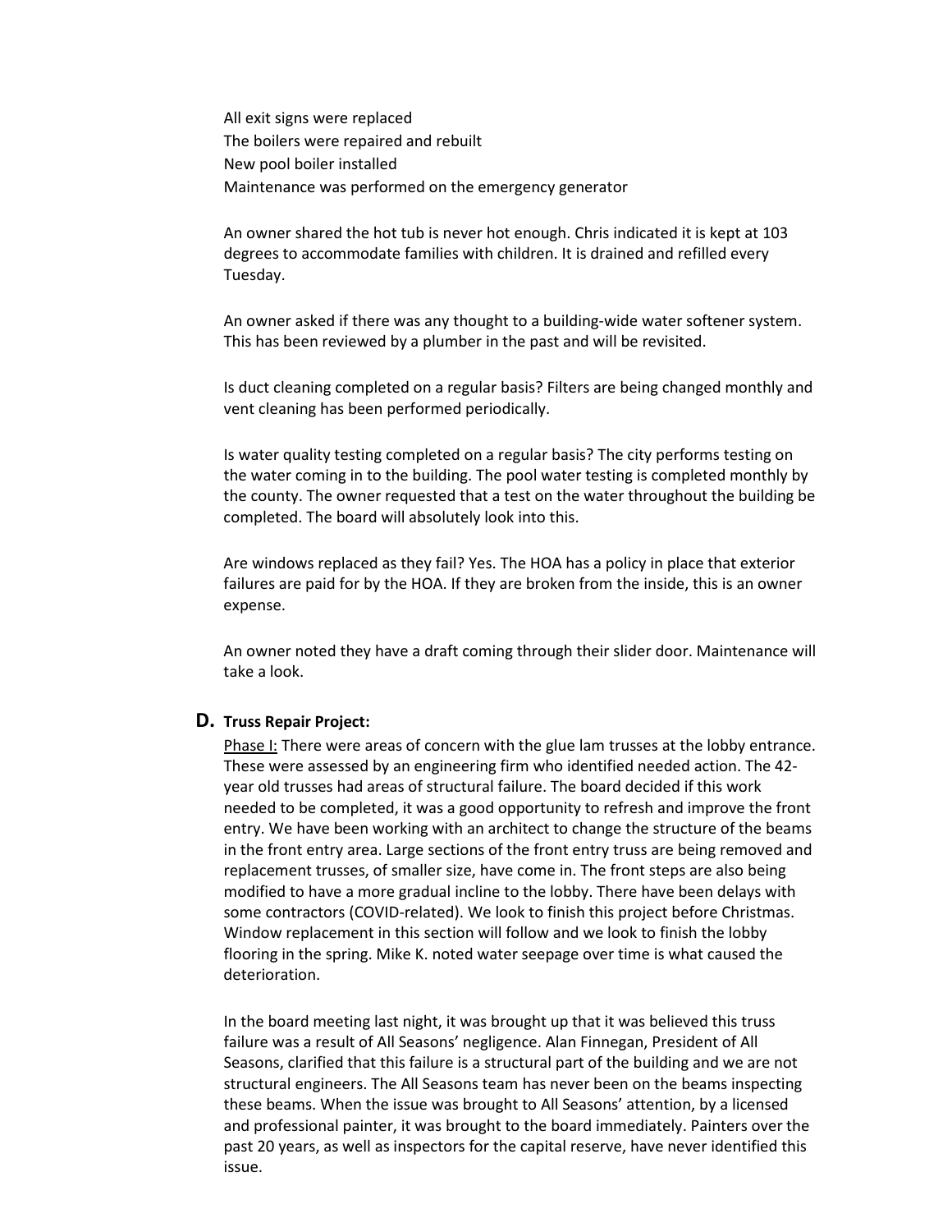All exit signs were replaced
The boilers were repaired and rebuilt
New pool boiler installed
Maintenance was performed on the emergency generator

An owner shared the hot tub is never hot enough. Chris indicated it is kept at 103 degrees to accommodate families with children. It is drained and refilled every Tuesday.

An owner asked if there was any thought to a building-wide water softener system. This has been reviewed by a plumber in the past and will be revisited.

Is duct cleaning completed on a regular basis? Filters are being changed monthly and vent cleaning has been performed periodically.

Is water quality testing completed on a regular basis? The city performs testing on the water coming in to the building. The pool water testing is completed monthly by the county. The owner requested that a test on the water throughout the building be completed. The board will absolutely look into this.

Are windows replaced as they fail? Yes. The HOA has a policy in place that exterior failures are paid for by the HOA. If they are broken from the inside, this is an owner expense.

An owner noted they have a draft coming through their slider door. Maintenance will take a look.

## D. Truss Repair Project:

Phase I: There were areas of concern with the glue lam trusses at the lobby entrance. These were assessed by an engineering firm who identified needed action. The 42-year old trusses had areas of structural failure. The board decided if this work needed to be completed, it was a good opportunity to refresh and improve the front entry. We have been working with an architect to change the structure of the beams in the front entry area. Large sections of the front entry truss are being removed and replacement trusses, of smaller size, have come in. The front steps are also being modified to have a more gradual incline to the lobby. There have been delays with some contractors (COVID-related). We look to finish this project before Christmas. Window replacement in this section will follow and we look to finish the lobby flooring in the spring. Mike K. noted water seepage over time is what caused the deterioration.

In the board meeting last night, it was brought up that it was believed this truss failure was a result of All Seasons' negligence. Alan Finnegan, President of All Seasons, clarified that this failure is a structural part of the building and we are not structural engineers. The All Seasons team has never been on the beams inspecting these beams. When the issue was brought to All Seasons' attention, by a licensed and professional painter, it was brought to the board immediately. Painters over the past 20 years, as well as inspectors for the capital reserve, have never identified this issue.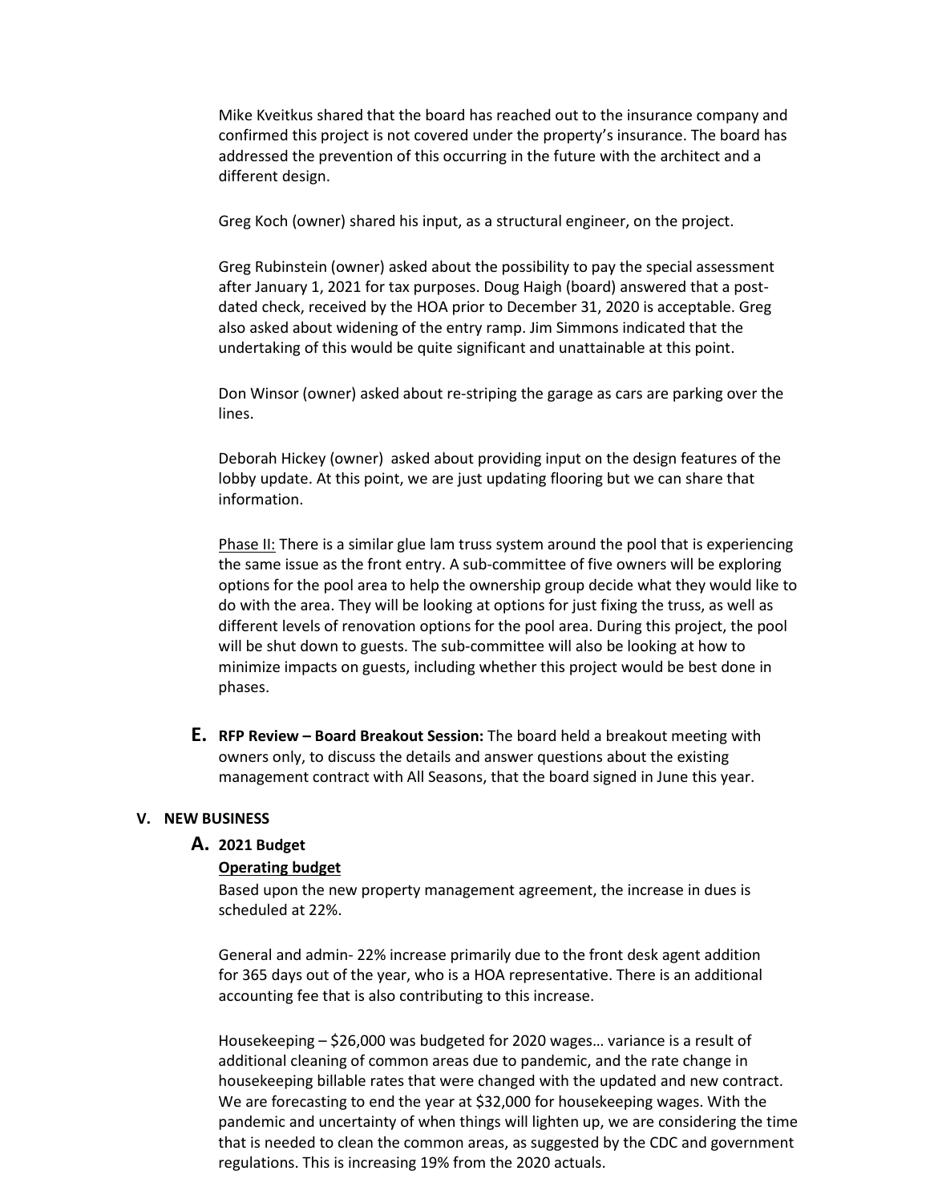Mike Kveitkus shared that the board has reached out to the insurance company and confirmed this project is not covered under the property's insurance. The board has addressed the prevention of this occurring in the future with the architect and a different design.

Greg Koch (owner) shared his input, as a structural engineer, on the project.

Greg Rubinstein (owner) asked about the possibility to pay the special assessment after January 1, 2021 for tax purposes. Doug Haigh (board) answered that a post-dated check, received by the HOA prior to December 31, 2020 is acceptable. Greg also asked about widening of the entry ramp. Jim Simmons indicated that the undertaking of this would be quite significant and unattainable at this point.

Don Winsor (owner) asked about re-striping the garage as cars are parking over the lines.

Deborah Hickey (owner) asked about providing input on the design features of the lobby update. At this point, we are just updating flooring but we can share that information.

<u>Phase II:</u> There is a similar glue lam truss system around the pool that is experiencing the same issue as the front entry. A sub-committee of five owners will be exploring options for the pool area to help the ownership group decide what they would like to do with the area. They will be looking at options for just fixing the truss, as well as different levels of renovation options for the pool area. During this project, the pool will be shut down to guests. The sub-committee will also be looking at how to minimize impacts on guests, including whether this project would be best done in phases.

**E. RFP Review – Board Breakout Session:** The board held a breakout meeting with owners only, to discuss the details and answer questions about the existing management contract with All Seasons, that the board signed in June this year.

## V. NEW BUSINESS

### A. 2021 Budget

**<u>Operating budget</u>**

Based upon the new property management agreement, the increase in dues is scheduled at 22%.

General and admin- 22% increase primarily due to the front desk agent addition for 365 days out of the year, who is a HOA representative. There is an additional accounting fee that is also contributing to this increase.

Housekeeping – $26,000 was budgeted for 2020 wages… variance is a result of additional cleaning of common areas due to pandemic, and the rate change in housekeeping billable rates that were changed with the updated and new contract. We are forecasting to end the year at $32,000 for housekeeping wages. With the pandemic and uncertainty of when things will lighten up, we are considering the time that is needed to clean the common areas, as suggested by the CDC and government regulations. This is increasing 19% from the 2020 actuals.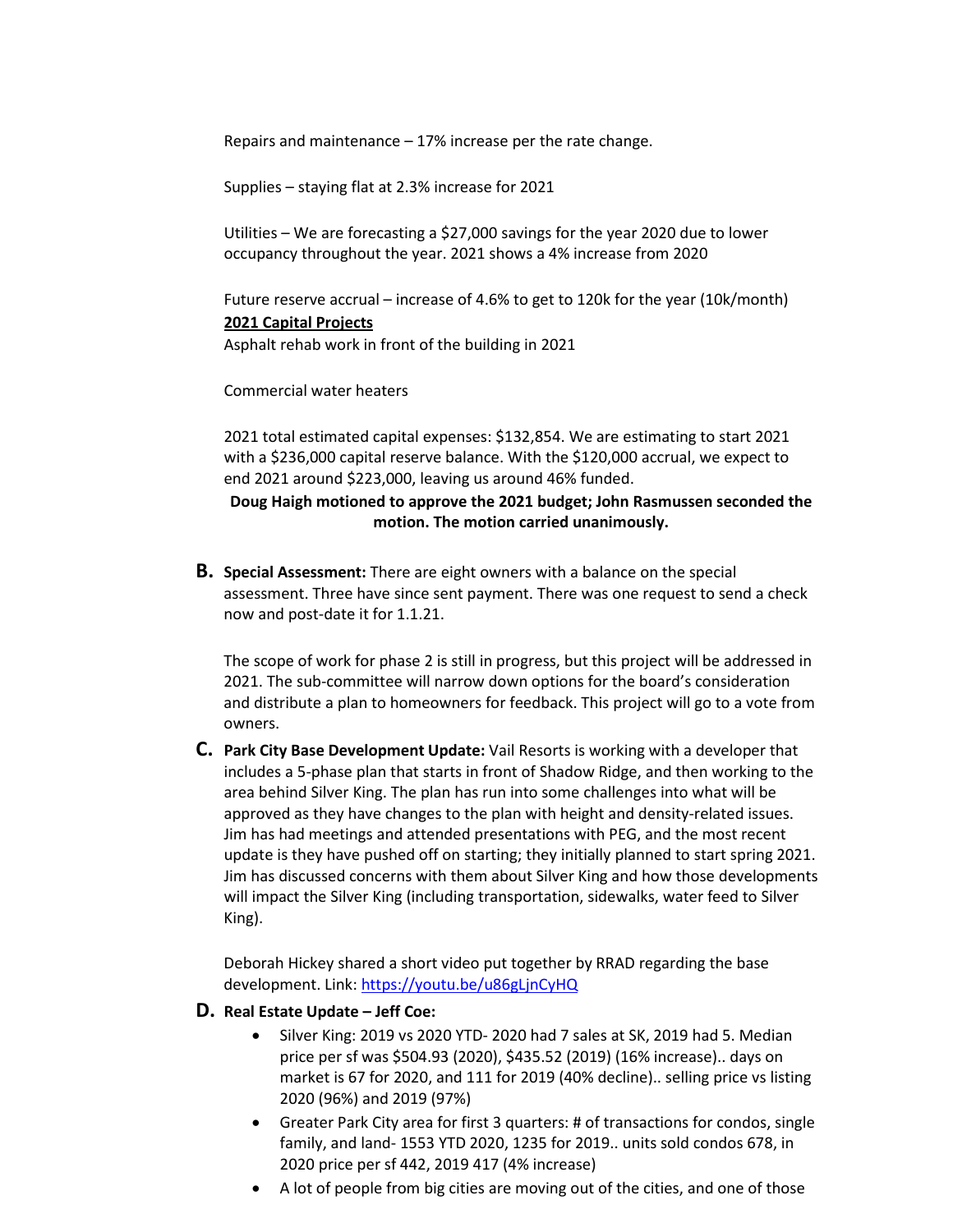Repairs and maintenance – 17% increase per the rate change.

Supplies – staying flat at 2.3% increase for 2021

Utilities – We are forecasting a $27,000 savings for the year 2020 due to lower occupancy throughout the year. 2021 shows a 4% increase from 2020

Future reserve accrual – increase of 4.6% to get to 120k for the year (10k/month)

**2021 Capital Projects**

Asphalt rehab work in front of the building in 2021

Commercial water heaters

2021 total estimated capital expenses: $132,854. We are estimating to start 2021 with a $236,000 capital reserve balance. With the $120,000 accrual, we expect to end 2021 around $223,000, leaving us around 46% funded.

**Doug Haigh motioned to approve the 2021 budget; John Rasmussen seconded the motion. The motion carried unanimously.**

**B. Special Assessment:** There are eight owners with a balance on the special assessment. Three have since sent payment. There was one request to send a check now and post-date it for 1.1.21.

The scope of work for phase 2 is still in progress, but this project will be addressed in 2021. The sub-committee will narrow down options for the board's consideration and distribute a plan to homeowners for feedback. This project will go to a vote from owners.

**C. Park City Base Development Update:** Vail Resorts is working with a developer that includes a 5-phase plan that starts in front of Shadow Ridge, and then working to the area behind Silver King. The plan has run into some challenges into what will be approved as they have changes to the plan with height and density-related issues. Jim has had meetings and attended presentations with PEG, and the most recent update is they have pushed off on starting; they initially planned to start spring 2021. Jim has discussed concerns with them about Silver King and how those developments will impact the Silver King (including transportation, sidewalks, water feed to Silver King).

Deborah Hickey shared a short video put together by RRAD regarding the base development. Link: https://youtu.be/u86gLjnCyHQ

**D. Real Estate Update – Jeff Coe:**

- Silver King: 2019 vs 2020 YTD- 2020 had 7 sales at SK, 2019 had 5. Median price per sf was $504.93 (2020), $435.52 (2019) (16% increase).. days on market is 67 for 2020, and 111 for 2019 (40% decline).. selling price vs listing 2020 (96%) and 2019 (97%)
- Greater Park City area for first 3 quarters: # of transactions for condos, single family, and land- 1553 YTD 2020, 1235 for 2019.. units sold condos 678, in 2020 price per sf 442, 2019 417 (4% increase)
- A lot of people from big cities are moving out of the cities, and one of those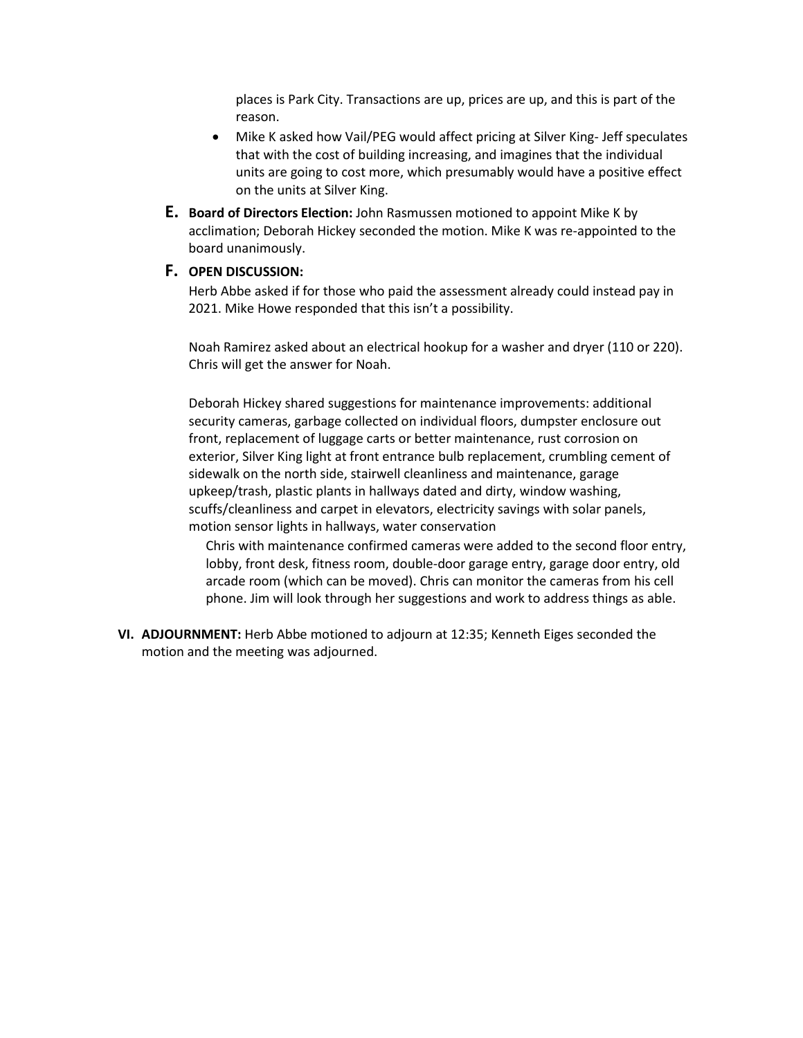places is Park City. Transactions are up, prices are up, and this is part of the reason.

- Mike K asked how Vail/PEG would affect pricing at Silver King- Jeff speculates that with the cost of building increasing, and imagines that the individual units are going to cost more, which presumably would have a positive effect on the units at Silver King.

**E. Board of Directors Election:** John Rasmussen motioned to appoint Mike K by acclimation; Deborah Hickey seconded the motion. Mike K was re-appointed to the board unanimously.

**F. OPEN DISCUSSION:**

Herb Abbe asked if for those who paid the assessment already could instead pay in 2021. Mike Howe responded that this isn't a possibility.

Noah Ramirez asked about an electrical hookup for a washer and dryer (110 or 220). Chris will get the answer for Noah.

Deborah Hickey shared suggestions for maintenance improvements: additional security cameras, garbage collected on individual floors, dumpster enclosure out front, replacement of luggage carts or better maintenance, rust corrosion on exterior, Silver King light at front entrance bulb replacement, crumbling cement of sidewalk on the north side, stairwell cleanliness and maintenance, garage upkeep/trash, plastic plants in hallways dated and dirty, window washing, scuffs/cleanliness and carpet in elevators, electricity savings with solar panels, motion sensor lights in hallways, water conservation

Chris with maintenance confirmed cameras were added to the second floor entry, lobby, front desk, fitness room, double-door garage entry, garage door entry, old arcade room (which can be moved). Chris can monitor the cameras from his cell phone. Jim will look through her suggestions and work to address things as able.

**VI. ADJOURNMENT:** Herb Abbe motioned to adjourn at 12:35; Kenneth Eiges seconded the motion and the meeting was adjourned.